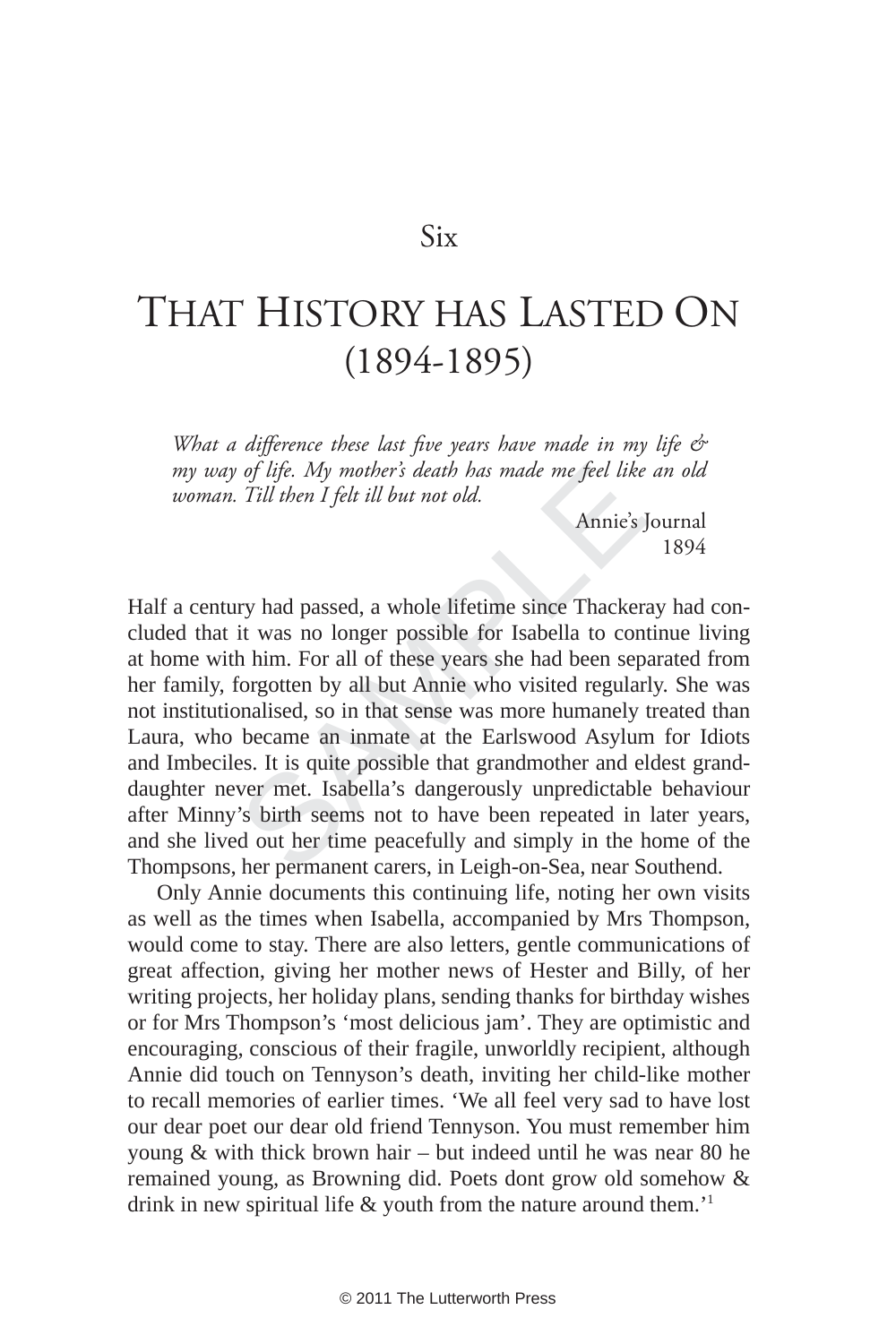## Six

# That History has Lasted On (1894-1895)

*What a difference these last five years have made in my life & my way of life. My mother's death has made me feel like an old woman. Till then I felt ill but not old.*

Annie's Journal
1894

Half a century had passed, a whole lifetime since Thackeray had concluded that it was no longer possible for Isabella to continue living at home with him. For all of these years she had been separated from her family, forgotten by all but Annie who visited regularly. She was not institutionalised, so in that sense was more humanely treated than Laura, who became an inmate at the Earlswood Asylum for Idiots and Imbeciles. It is quite possible that grandmother and eldest granddaughter never met. Isabella's dangerously unpredictable behaviour after Minny's birth seems not to have been repeated in later years, and she lived out her time peacefully and simply in the home of the Thompsons, her permanent carers, in Leigh-on-Sea, near Southend.

Only Annie documents this continuing life, noting her own visits as well as the times when Isabella, accompanied by Mrs Thompson, would come to stay. There are also letters, gentle communications of great affection, giving her mother news of Hester and Billy, of her writing projects, her holiday plans, sending thanks for birthday wishes or for Mrs Thompson's 'most delicious jam'. They are optimistic and encouraging, conscious of their fragile, unworldly recipient, although Annie did touch on Tennyson's death, inviting her child-like mother to recall memories of earlier times. 'We all feel very sad to have lost our dear poet our dear old friend Tennyson. You must remember him young & with thick brown hair – but indeed until he was near 80 he remained young, as Browning did. Poets dont grow old somehow & drink in new spiritual life & youth from the nature around them.'[1]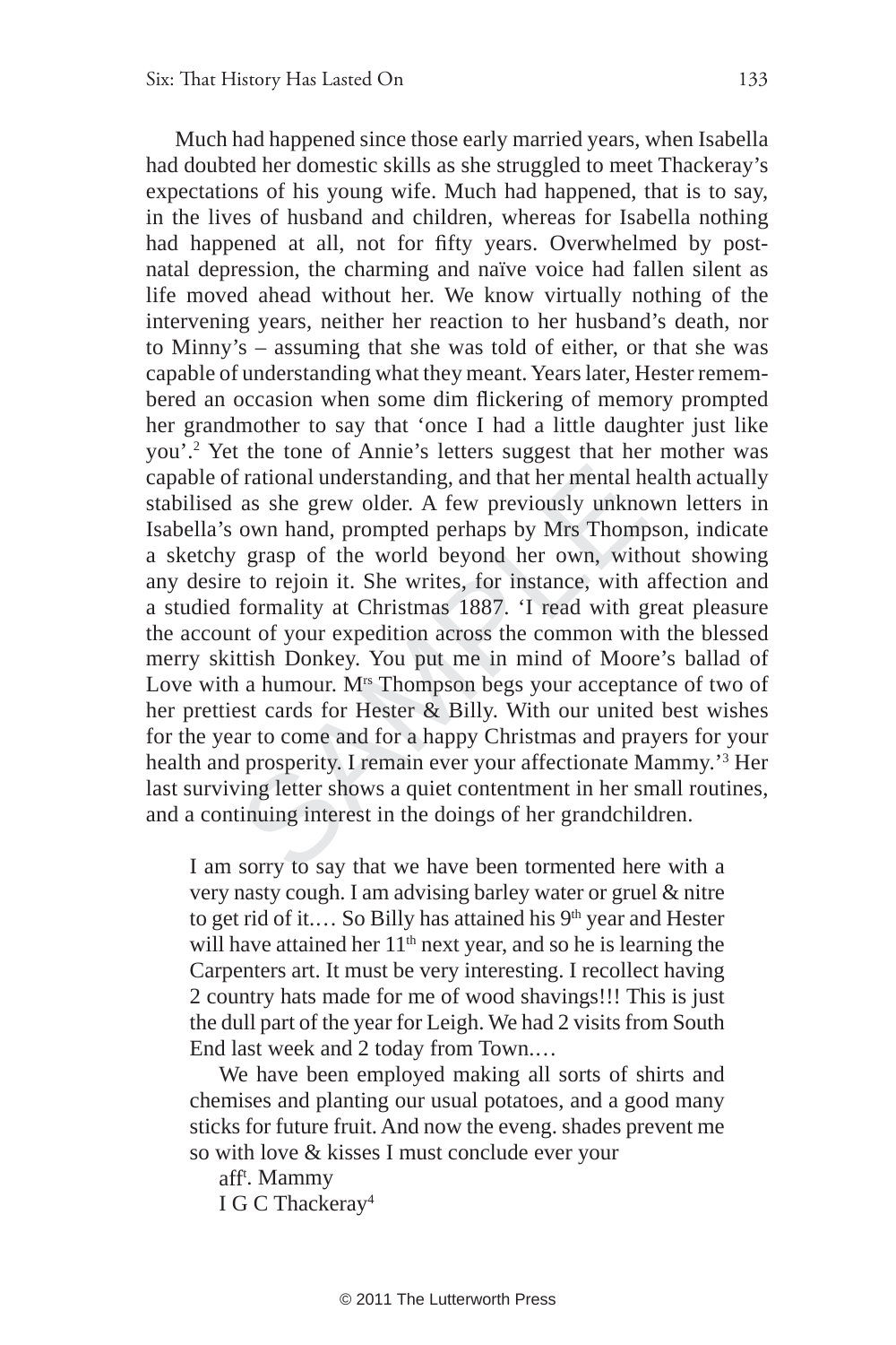Much had happened since those early married years, when Isabella had doubted her domestic skills as she struggled to meet Thackeray's expectations of his young wife. Much had happened, that is to say, in the lives of husband and children, whereas for Isabella nothing had happened at all, not for fifty years. Overwhelmed by post-natal depression, the charming and naïve voice had fallen silent as life moved ahead without her. We know virtually nothing of the intervening years, neither her reaction to her husband's death, nor to Minny's – assuming that she was told of either, or that she was capable of understanding what they meant. Years later, Hester remembered an occasion when some dim flickering of memory prompted her grandmother to say that 'once I had a little daughter just like you'.[2] Yet the tone of Annie's letters suggest that her mother was capable of rational understanding, and that her mental health actually stabilised as she grew older. A few previously unknown letters in Isabella's own hand, prompted perhaps by Mrs Thompson, indicate a sketchy grasp of the world beyond her own, without showing any desire to rejoin it. She writes, for instance, with affection and a studied formality at Christmas 1887. 'I read with great pleasure the account of your expedition across the common with the blessed merry skittish Donkey. You put me in mind of Moore's ballad of Love with a humour. M[rs] Thompson begs your acceptance of two of her prettiest cards for Hester & Billy. With our united best wishes for the year to come and for a happy Christmas and prayers for your health and prosperity. I remain ever your affectionate Mammy.'[3] Her last surviving letter shows a quiet contentment in her small routines, and a continuing interest in the doings of her grandchildren.

> I am sorry to say that we have been tormented here with a very nasty cough. I am advising barley water or gruel & nitre to get rid of it.… So Billy has attained his 9[th] year and Hester will have attained her 11[th] next year, and so he is learning the Carpenters art. It must be very interesting. I recollect having 2 country hats made for me of wood shavings!!! This is just the dull part of the year for Leigh. We had 2 visits from South End last week and 2 today from Town.…
>
> We have been employed making all sorts of shirts and chemises and planting our usual potatoes, and a good many sticks for future fruit. And now the eveng. shades prevent me so with love & kisses I must conclude ever your
>
> aff[t]. Mammy
>
> I G C Thackeray[4]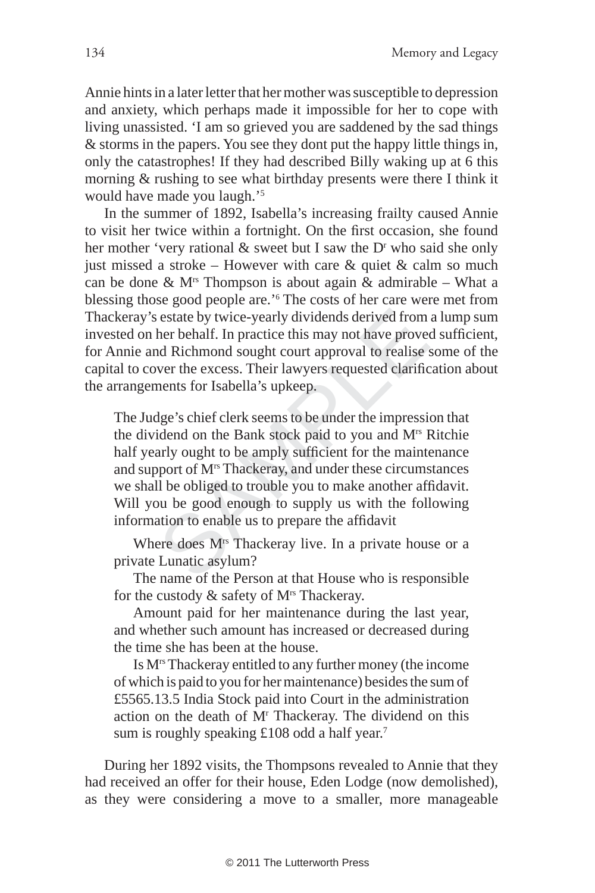Annie hints in a later letter that her mother was susceptible to depression and anxiety, which perhaps made it impossible for her to cope with living unassisted. 'I am so grieved you are saddened by the sad things & storms in the papers. You see they dont put the happy little things in, only the catastrophes! If they had described Billy waking up at 6 this morning & rushing to see what birthday presents were there I think it would have made you laugh.'[5]

In the summer of 1892, Isabella's increasing frailty caused Annie to visit her twice within a fortnight. On the first occasion, she found her mother 'very rational & sweet but I saw the D[r] who said she only just missed a stroke – However with care & quiet & calm so much can be done & M[rs] Thompson is about again & admirable – What a blessing those good people are.'[6] The costs of her care were met from Thackeray's estate by twice-yearly dividends derived from a lump sum invested on her behalf. In practice this may not have proved sufficient, for Annie and Richmond sought court approval to realise some of the capital to cover the excess. Their lawyers requested clarification about the arrangements for Isabella's upkeep.

> The Judge's chief clerk seems to be under the impression that the dividend on the Bank stock paid to you and M[rs] Ritchie half yearly ought to be amply sufficient for the maintenance and support of M[rs] Thackeray, and under these circumstances we shall be obliged to trouble you to make another affidavit. Will you be good enough to supply us with the following information to enable us to prepare the affidavit
>
> Where does M[rs] Thackeray live. In a private house or a private Lunatic asylum?
>
> The name of the Person at that House who is responsible for the custody & safety of M[rs] Thackeray.
>
> Amount paid for her maintenance during the last year, and whether such amount has increased or decreased during the time she has been at the house.
>
> Is M[rs] Thackeray entitled to any further money (the income of which is paid to you for her maintenance) besides the sum of £5565.13.5 India Stock paid into Court in the administration action on the death of M[r] Thackeray. The dividend on this sum is roughly speaking £108 odd a half year.[7]

During her 1892 visits, the Thompsons revealed to Annie that they had received an offer for their house, Eden Lodge (now demolished), as they were considering a move to a smaller, more manageable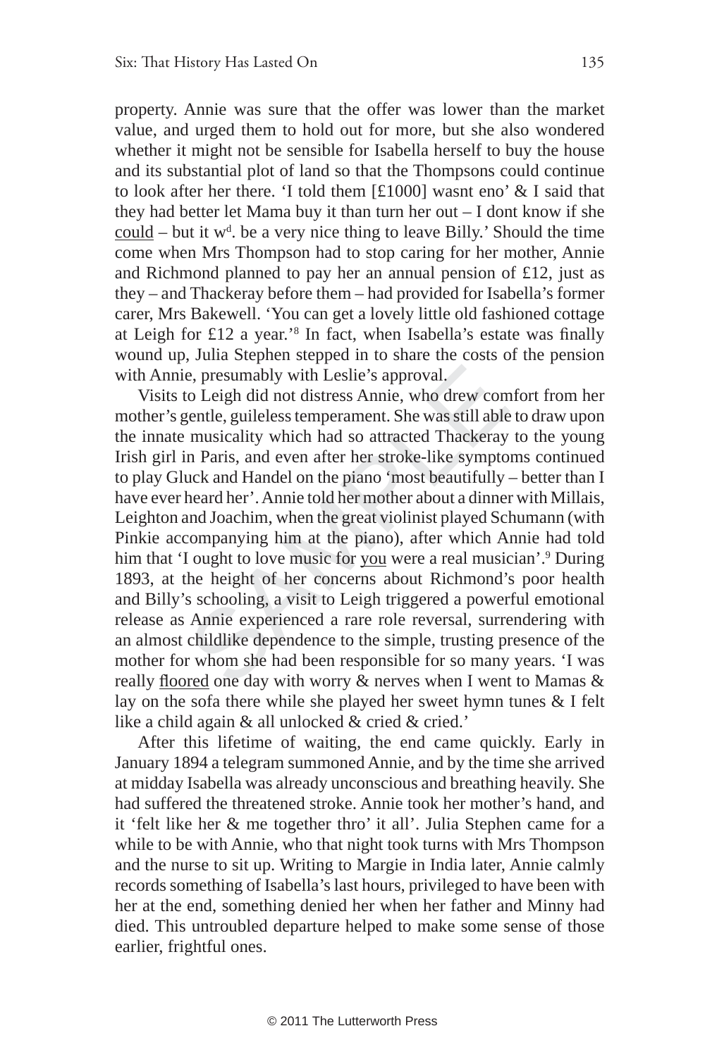property. Annie was sure that the offer was lower than the market value, and urged them to hold out for more, but she also wondered whether it might not be sensible for Isabella herself to buy the house and its substantial plot of land so that the Thompsons could continue to look after her there. 'I told them [£1000] wasnt eno' & I said that they had better let Mama buy it than turn her out – I dont know if she could – but it w[d]. be a very nice thing to leave Billy.' Should the time come when Mrs Thompson had to stop caring for her mother, Annie and Richmond planned to pay her an annual pension of £12, just as they – and Thackeray before them – had provided for Isabella's former carer, Mrs Bakewell. 'You can get a lovely little old fashioned cottage at Leigh for £12 a year.'[8] In fact, when Isabella's estate was finally wound up, Julia Stephen stepped in to share the costs of the pension with Annie, presumably with Leslie's approval.

Visits to Leigh did not distress Annie, who drew comfort from her mother's gentle, guileless temperament. She was still able to draw upon the innate musicality which had so attracted Thackeray to the young Irish girl in Paris, and even after her stroke-like symptoms continued to play Gluck and Handel on the piano 'most beautifully – better than I have ever heard her'. Annie told her mother about a dinner with Millais, Leighton and Joachim, when the great violinist played Schumann (with Pinkie accompanying him at the piano), after which Annie had told him that 'I ought to love music for you were a real musician'.[9] During 1893, at the height of her concerns about Richmond's poor health and Billy's schooling, a visit to Leigh triggered a powerful emotional release as Annie experienced a rare role reversal, surrendering with an almost childlike dependence to the simple, trusting presence of the mother for whom she had been responsible for so many years. 'I was really floored one day with worry & nerves when I went to Mamas & lay on the sofa there while she played her sweet hymn tunes & I felt like a child again & all unlocked & cried & cried.'

After this lifetime of waiting, the end came quickly. Early in January 1894 a telegram summoned Annie, and by the time she arrived at midday Isabella was already unconscious and breathing heavily. She had suffered the threatened stroke. Annie took her mother's hand, and it 'felt like her & me together thro' it all'. Julia Stephen came for a while to be with Annie, who that night took turns with Mrs Thompson and the nurse to sit up. Writing to Margie in India later, Annie calmly records something of Isabella's last hours, privileged to have been with her at the end, something denied her when her father and Minny had died. This untroubled departure helped to make some sense of those earlier, frightful ones.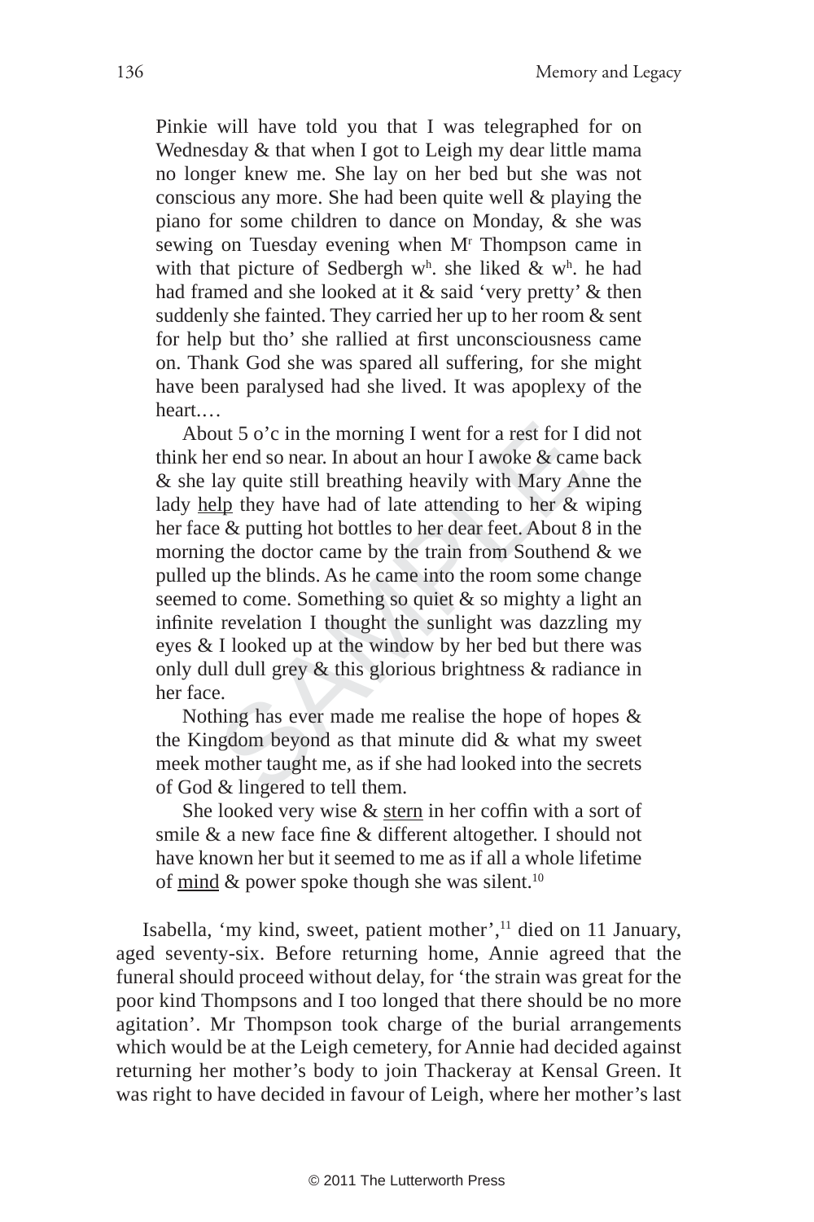> Pinkie will have told you that I was telegraphed for on Wednesday & that when I got to Leigh my dear little mama no longer knew me. She lay on her bed but she was not conscious any more. She had been quite well & playing the piano for some children to dance on Monday, & she was sewing on Tuesday evening when M$^{r}$ Thompson came in with that picture of Sedbergh w$^{h}$. she liked & w$^{h}$. he had had framed and she looked at it & said 'very pretty' & then suddenly she fainted. They carried her up to her room & sent for help but tho' she rallied at first unconsciousness came on. Thank God she was spared all suffering, for she might have been paralysed had she lived. It was apoplexy of the heart.…
>
> About 5 o'c in the morning I went for a rest for I did not think her end so near. In about an hour I awoke & came back & she lay quite still breathing heavily with Mary Anne the lady <u>help</u> they have had of late attending to her & wiping her face & putting hot bottles to her dear feet. About 8 in the morning the doctor came by the train from Southend & we pulled up the blinds. As he came into the room some change seemed to come. Something so quiet & so mighty a light an infinite revelation I thought the sunlight was dazzling my eyes & I looked up at the window by her bed but there was only dull dull grey & this glorious brightness & radiance in her face.
>
> Nothing has ever made me realise the hope of hopes & the Kingdom beyond as that minute did & what my sweet meek mother taught me, as if she had looked into the secrets of God & lingered to tell them.
>
> She looked very wise & <u>stern</u> in her coffin with a sort of smile & a new face fine & different altogether. I should not have known her but it seemed to me as if all a whole lifetime of <u>mind</u> & power spoke though she was silent.[10]

Isabella, 'my kind, sweet, patient mother',[11] died on 11 January, aged seventy-six. Before returning home, Annie agreed that the funeral should proceed without delay, for 'the strain was great for the poor kind Thompsons and I too longed that there should be no more agitation'. Mr Thompson took charge of the burial arrangements which would be at the Leigh cemetery, for Annie had decided against returning her mother's body to join Thackeray at Kensal Green. It was right to have decided in favour of Leigh, where her mother's last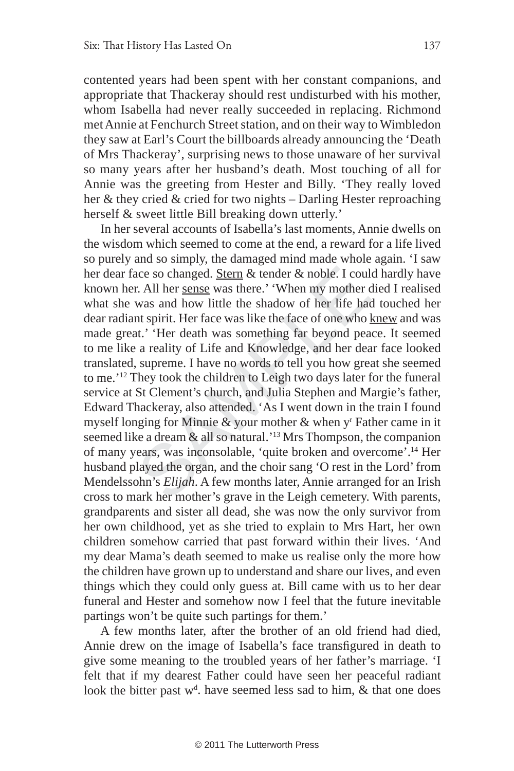contented years had been spent with her constant companions, and appropriate that Thackeray should rest undisturbed with his mother, whom Isabella had never really succeeded in replacing. Richmond met Annie at Fenchurch Street station, and on their way to Wimbledon they saw at Earl's Court the billboards already announcing the 'Death of Mrs Thackeray', surprising news to those unaware of her survival so many years after her husband's death. Most touching of all for Annie was the greeting from Hester and Billy. 'They really loved her & they cried & cried for two nights – Darling Hester reproaching herself & sweet little Bill breaking down utterly.'

In her several accounts of Isabella's last moments, Annie dwells on the wisdom which seemed to come at the end, a reward for a life lived so purely and so simply, the damaged mind made whole again. 'I saw her dear face so changed. <u>Stern</u> & tender & noble. I could hardly have known her. All her <u>sense</u> was there.' 'When my mother died I realised what she was and how little the shadow of her life had touched her dear radiant spirit. Her face was like the face of one who <u>knew</u> and was made great.' 'Her death was something far beyond peace. It seemed to me like a reality of Life and Knowledge, and her dear face looked translated, supreme. I have no words to tell you how great she seemed to me.'[12] They took the children to Leigh two days later for the funeral service at St Clement's church, and Julia Stephen and Margie's father, Edward Thackeray, also attended. 'As I went down in the train I found myself longing for Minnie & your mother & when y^r^ Father came in it seemed like a dream & all so natural.'[13] Mrs Thompson, the companion of many years, was inconsolable, 'quite broken and overcome'.[14] Her husband played the organ, and the choir sang 'O rest in the Lord' from Mendelssohn's *Elijah*. A few months later, Annie arranged for an Irish cross to mark her mother's grave in the Leigh cemetery. With parents, grandparents and sister all dead, she was now the only survivor from her own childhood, yet as she tried to explain to Mrs Hart, her own children somehow carried that past forward within their lives. 'And my dear Mama's death seemed to make us realise only the more how the children have grown up to understand and share our lives, and even things which they could only guess at. Bill came with us to her dear funeral and Hester and somehow now I feel that the future inevitable partings won't be quite such partings for them.'

A few months later, after the brother of an old friend had died, Annie drew on the image of Isabella's face transfigured in death to give some meaning to the troubled years of her father's marriage. 'I felt that if my dearest Father could have seen her peaceful radiant look the bitter past w^d^. have seemed less sad to him, & that one does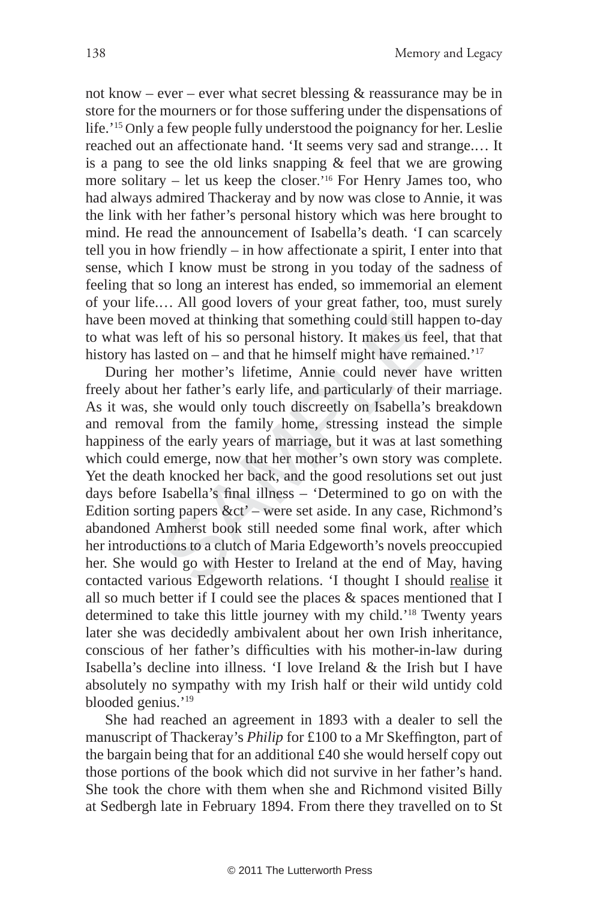not know – ever – ever what secret blessing & reassurance may be in store for the mourners or for those suffering under the dispensations of life.'[15] Only a few people fully understood the poignancy for her. Leslie reached out an affectionate hand. 'It seems very sad and strange.… It is a pang to see the old links snapping & feel that we are growing more solitary – let us keep the closer.'[16] For Henry James too, who had always admired Thackeray and by now was close to Annie, it was the link with her father's personal history which was here brought to mind. He read the announcement of Isabella's death. 'I can scarcely tell you in how friendly – in how affectionate a spirit, I enter into that sense, which I know must be strong in you today of the sadness of feeling that so long an interest has ended, so immemorial an element of your life.… All good lovers of your great father, too, must surely have been moved at thinking that something could still happen to-day to what was left of his so personal history. It makes us feel, that that history has lasted on – and that he himself might have remained.'[17]

During her mother's lifetime, Annie could never have written freely about her father's early life, and particularly of their marriage. As it was, she would only touch discreetly on Isabella's breakdown and removal from the family home, stressing instead the simple happiness of the early years of marriage, but it was at last something which could emerge, now that her mother's own story was complete. Yet the death knocked her back, and the good resolutions set out just days before Isabella's final illness – 'Determined to go on with the Edition sorting papers &ct' – were set aside. In any case, Richmond's abandoned Amherst book still needed some final work, after which her introductions to a clutch of Maria Edgeworth's novels preoccupied her. She would go with Hester to Ireland at the end of May, having contacted various Edgeworth relations. 'I thought I should realise it all so much better if I could see the places & spaces mentioned that I determined to take this little journey with my child.'[18] Twenty years later she was decidedly ambivalent about her own Irish inheritance, conscious of her father's difficulties with his mother-in-law during Isabella's decline into illness. 'I love Ireland & the Irish but I have absolutely no sympathy with my Irish half or their wild untidy cold blooded genius.'[19]

She had reached an agreement in 1893 with a dealer to sell the manuscript of Thackeray's *Philip* for £100 to a Mr Skeffington, part of the bargain being that for an additional £40 she would herself copy out those portions of the book which did not survive in her father's hand. She took the chore with them when she and Richmond visited Billy at Sedbergh late in February 1894. From there they travelled on to St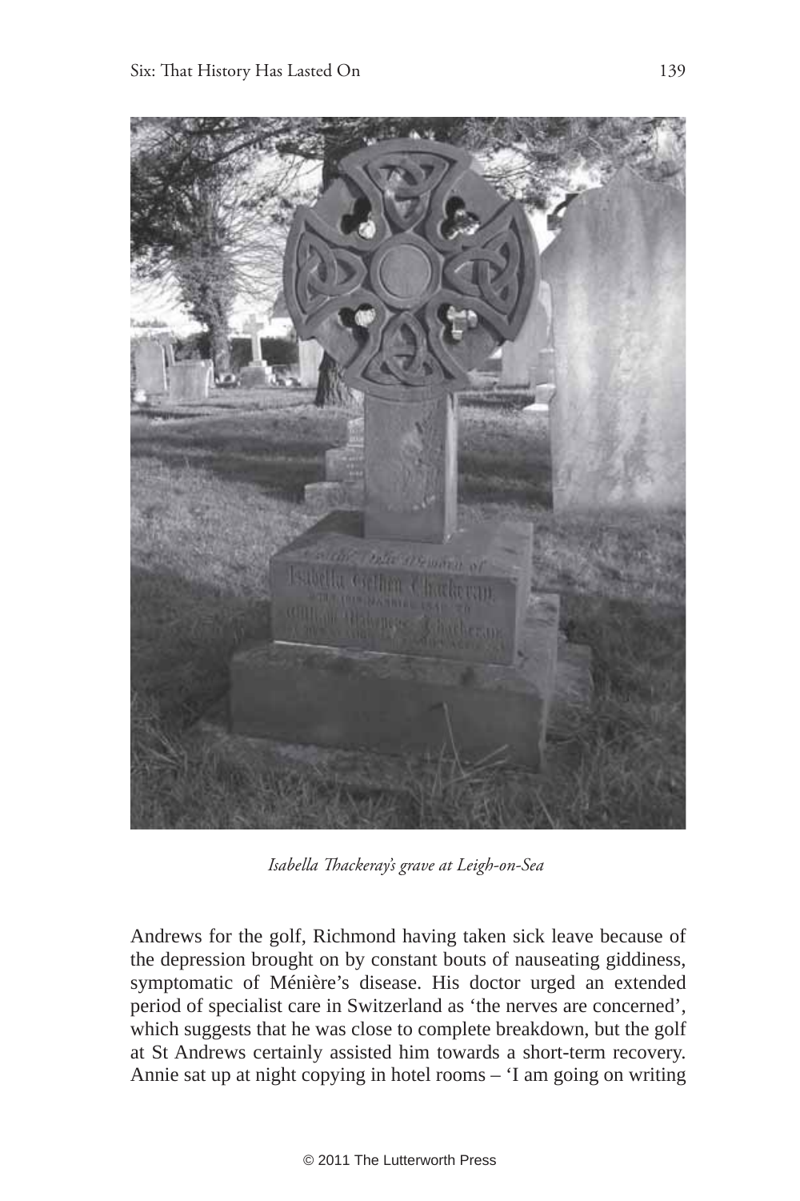*Isabella Thackeray's grave at Leigh-on-Sea*

Andrews for the golf, Richmond having taken sick leave because of the depression brought on by constant bouts of nauseating giddiness, symptomatic of Ménière's disease. His doctor urged an extended period of specialist care in Switzerland as 'the nerves are concerned', which suggests that he was close to complete breakdown, but the golf at St Andrews certainly assisted him towards a short-term recovery. Annie sat up at night copying in hotel rooms – 'I am going on writing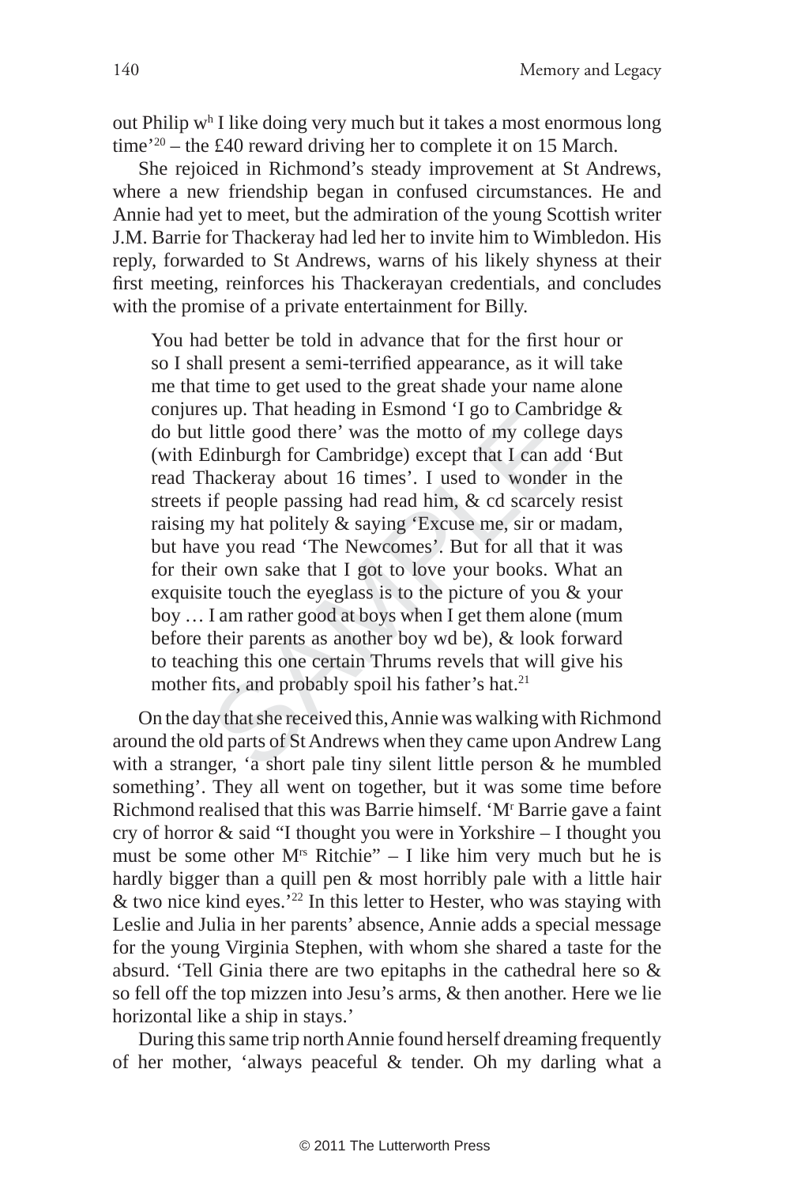out Philip w^h^ I like doing very much but it takes a most enormous long time'[20] – the £40 reward driving her to complete it on 15 March.

She rejoiced in Richmond's steady improvement at St Andrews, where a new friendship began in confused circumstances. He and Annie had yet to meet, but the admiration of the young Scottish writer J.M. Barrie for Thackeray had led her to invite him to Wimbledon. His reply, forwarded to St Andrews, warns of his likely shyness at their first meeting, reinforces his Thackerayan credentials, and concludes with the promise of a private entertainment for Billy.

> You had better be told in advance that for the first hour or so I shall present a semi-terrified appearance, as it will take me that time to get used to the great shade your name alone conjures up. That heading in Esmond 'I go to Cambridge & do but little good there' was the motto of my college days (with Edinburgh for Cambridge) except that I can add 'But read Thackeray about 16 times'. I used to wonder in the streets if people passing had read him, & cd scarcely resist raising my hat politely & saying 'Excuse me, sir or madam, but have you read 'The Newcomes'. But for all that it was for their own sake that I got to love your books. What an exquisite touch the eyeglass is to the picture of you & your boy … I am rather good at boys when I get them alone (mum before their parents as another boy wd be), & look forward to teaching this one certain Thrums revels that will give his mother fits, and probably spoil his father's hat.[21]

On the day that she received this, Annie was walking with Richmond around the old parts of St Andrews when they came upon Andrew Lang with a stranger, 'a short pale tiny silent little person & he mumbled something'. They all went on together, but it was some time before Richmond realised that this was Barrie himself. 'M^r^ Barrie gave a faint cry of horror & said "I thought you were in Yorkshire – I thought you must be some other M^rs^ Ritchie" – I like him very much but he is hardly bigger than a quill pen & most horribly pale with a little hair & two nice kind eyes.'[22] In this letter to Hester, who was staying with Leslie and Julia in her parents' absence, Annie adds a special message for the young Virginia Stephen, with whom she shared a taste for the absurd. 'Tell Ginia there are two epitaphs in the cathedral here so & so fell off the top mizzen into Jesu's arms, & then another. Here we lie horizontal like a ship in stays.'

During this same trip north Annie found herself dreaming frequently of her mother, 'always peaceful & tender. Oh my darling what a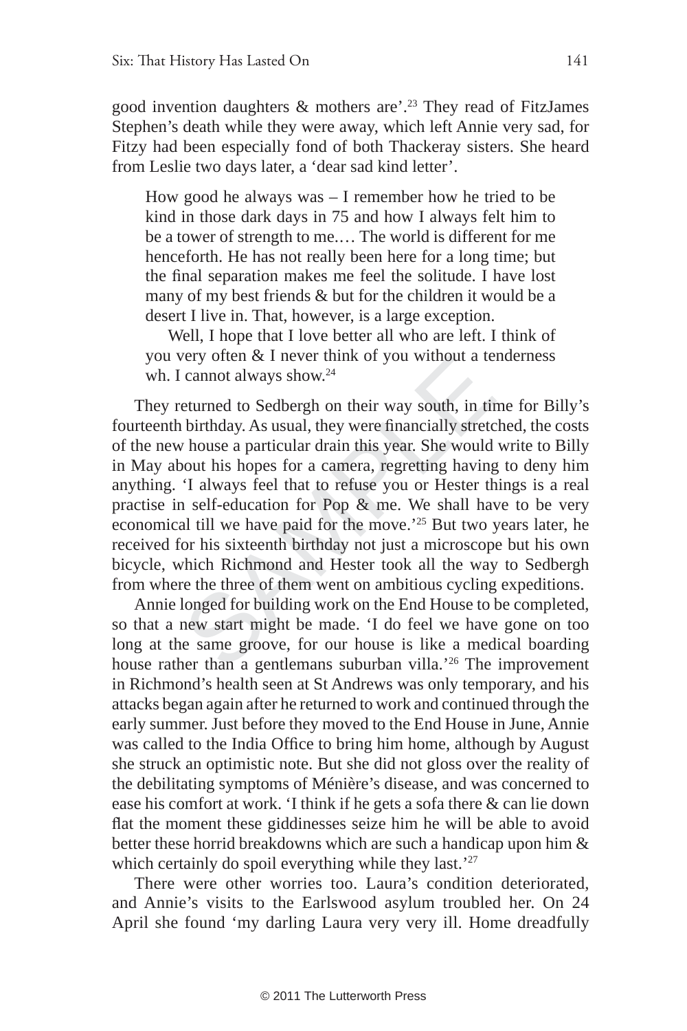good invention daughters & mothers are'.[23] They read of FitzJames Stephen's death while they were away, which left Annie very sad, for Fitzy had been especially fond of both Thackeray sisters. She heard from Leslie two days later, a 'dear sad kind letter'.

> How good he always was – I remember how he tried to be kind in those dark days in 75 and how I always felt him to be a tower of strength to me.… The world is different for me henceforth. He has not really been here for a long time; but the final separation makes me feel the solitude. I have lost many of my best friends & but for the children it would be a desert I live in. That, however, is a large exception.
>
> Well, I hope that I love better all who are left. I think of you very often & I never think of you without a tenderness wh. I cannot always show.[24]

They returned to Sedbergh on their way south, in time for Billy's fourteenth birthday. As usual, they were financially stretched, the costs of the new house a particular drain this year. She would write to Billy in May about his hopes for a camera, regretting having to deny him anything. 'I always feel that to refuse you or Hester things is a real practise in self-education for Pop & me. We shall have to be very economical till we have paid for the move.'[25] But two years later, he received for his sixteenth birthday not just a microscope but his own bicycle, which Richmond and Hester took all the way to Sedbergh from where the three of them went on ambitious cycling expeditions.

Annie longed for building work on the End House to be completed, so that a new start might be made. 'I do feel we have gone on too long at the same groove, for our house is like a medical boarding house rather than a gentlemans suburban villa.'[26] The improvement in Richmond's health seen at St Andrews was only temporary, and his attacks began again after he returned to work and continued through the early summer. Just before they moved to the End House in June, Annie was called to the India Office to bring him home, although by August she struck an optimistic note. But she did not gloss over the reality of the debilitating symptoms of Ménière's disease, and was concerned to ease his comfort at work. 'I think if he gets a sofa there & can lie down flat the moment these giddinesses seize him he will be able to avoid better these horrid breakdowns which are such a handicap upon him & which certainly do spoil everything while they last.'[27]

There were other worries too. Laura's condition deteriorated, and Annie's visits to the Earlswood asylum troubled her. On 24 April she found 'my darling Laura very very ill. Home dreadfully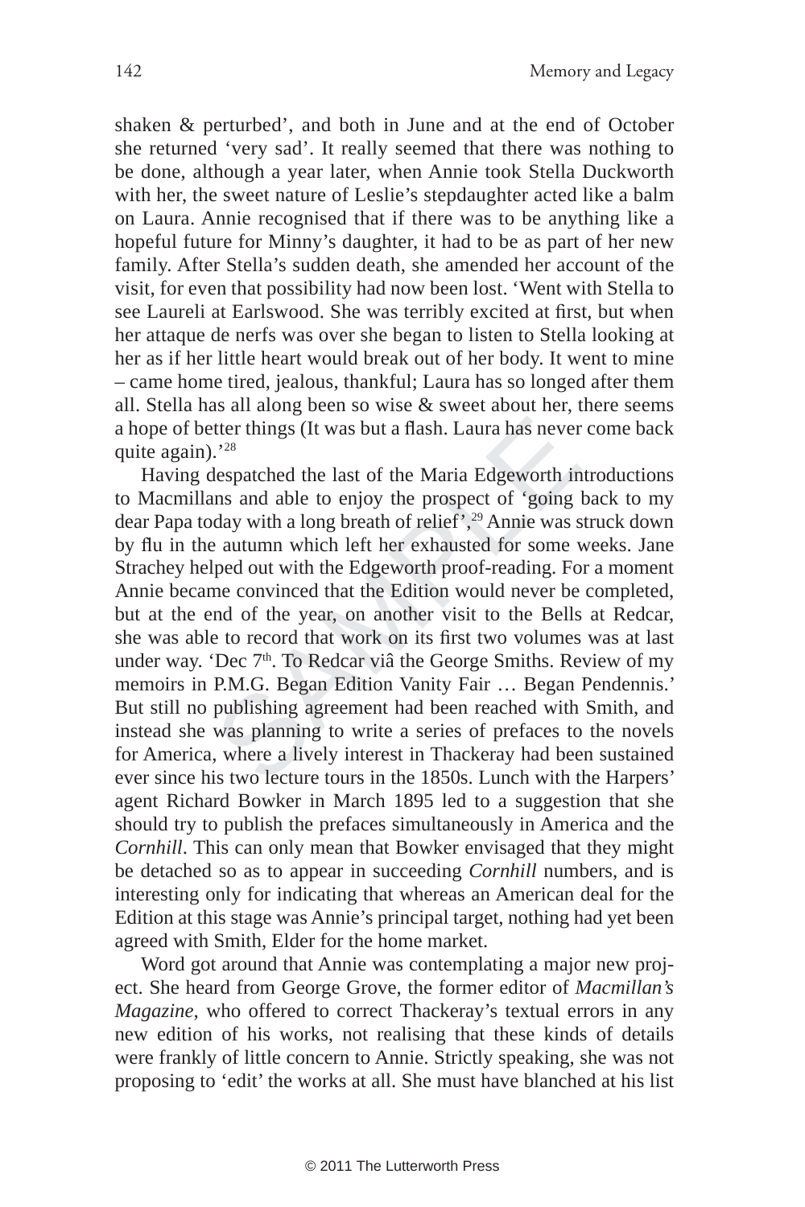shaken & perturbed', and both in June and at the end of October she returned 'very sad'. It really seemed that there was nothing to be done, although a year later, when Annie took Stella Duckworth with her, the sweet nature of Leslie's stepdaughter acted like a balm on Laura. Annie recognised that if there was to be anything like a hopeful future for Minny's daughter, it had to be as part of her new family. After Stella's sudden death, she amended her account of the visit, for even that possibility had now been lost. 'Went with Stella to see Laureli at Earlswood. She was terribly excited at first, but when her attaque de nerfs was over she began to listen to Stella looking at her as if her little heart would break out of her body. It went to mine – came home tired, jealous, thankful; Laura has so longed after them all. Stella has all along been so wise & sweet about her, there seems a hope of better things (It was but a flash. Laura has never come back quite again).'[28]

Having despatched the last of the Maria Edgeworth introductions to Macmillans and able to enjoy the prospect of 'going back to my dear Papa today with a long breath of relief',[29] Annie was struck down by flu in the autumn which left her exhausted for some weeks. Jane Strachey helped out with the Edgeworth proof-reading. For a moment Annie became convinced that the Edition would never be completed, but at the end of the year, on another visit to the Bells at Redcar, she was able to record that work on its first two volumes was at last under way. 'Dec 7th. To Redcar viâ the George Smiths. Review of my memoirs in P.M.G. Began Edition Vanity Fair … Began Pendennis.' But still no publishing agreement had been reached with Smith, and instead she was planning to write a series of prefaces to the novels for America, where a lively interest in Thackeray had been sustained ever since his two lecture tours in the 1850s. Lunch with the Harpers' agent Richard Bowker in March 1895 led to a suggestion that she should try to publish the prefaces simultaneously in America and the *Cornhill*. This can only mean that Bowker envisaged that they might be detached so as to appear in succeeding *Cornhill* numbers, and is interesting only for indicating that whereas an American deal for the Edition at this stage was Annie's principal target, nothing had yet been agreed with Smith, Elder for the home market.

Word got around that Annie was contemplating a major new project. She heard from George Grove, the former editor of *Macmillan's Magazine*, who offered to correct Thackeray's textual errors in any new edition of his works, not realising that these kinds of details were frankly of little concern to Annie. Strictly speaking, she was not proposing to 'edit' the works at all. She must have blanched at his list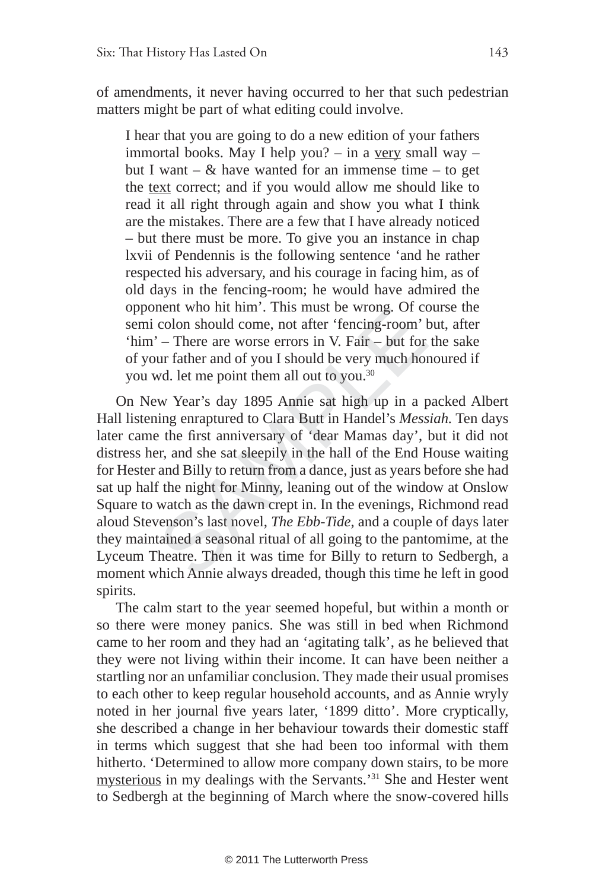of amendments, it never having occurred to her that such pedestrian matters might be part of what editing could involve.

> I hear that you are going to do a new edition of your fathers immortal books. May I help you? – in a very small way – but I want – & have wanted for an immense time – to get the text correct; and if you would allow me should like to read it all right through again and show you what I think are the mistakes. There are a few that I have already noticed – but there must be more. To give you an instance in chap lxvii of Pendennis is the following sentence 'and he rather respected his adversary, and his courage in facing him, as of old days in the fencing-room; he would have admired the opponent who hit him'. This must be wrong. Of course the semi colon should come, not after 'fencing-room' but, after 'him' – There are worse errors in V. Fair – but for the sake of your father and of you I should be very much honoured if you wd. let me point them all out to you.[30]

On New Year's day 1895 Annie sat high up in a packed Albert Hall listening enraptured to Clara Butt in Handel's *Messiah.* Ten days later came the first anniversary of 'dear Mamas day', but it did not distress her, and she sat sleepily in the hall of the End House waiting for Hester and Billy to return from a dance, just as years before she had sat up half the night for Minny, leaning out of the window at Onslow Square to watch as the dawn crept in. In the evenings, Richmond read aloud Stevenson's last novel, *The Ebb-Tide*, and a couple of days later they maintained a seasonal ritual of all going to the pantomime, at the Lyceum Theatre. Then it was time for Billy to return to Sedbergh, a moment which Annie always dreaded, though this time he left in good spirits.

The calm start to the year seemed hopeful, but within a month or so there were money panics. She was still in bed when Richmond came to her room and they had an 'agitating talk', as he believed that they were not living within their income. It can have been neither a startling nor an unfamiliar conclusion. They made their usual promises to each other to keep regular household accounts, and as Annie wryly noted in her journal five years later, '1899 ditto'. More cryptically, she described a change in her behaviour towards their domestic staff in terms which suggest that she had been too informal with them hitherto. 'Determined to allow more company down stairs, to be more mysterious in my dealings with the Servants.'[31] She and Hester went to Sedbergh at the beginning of March where the snow-covered hills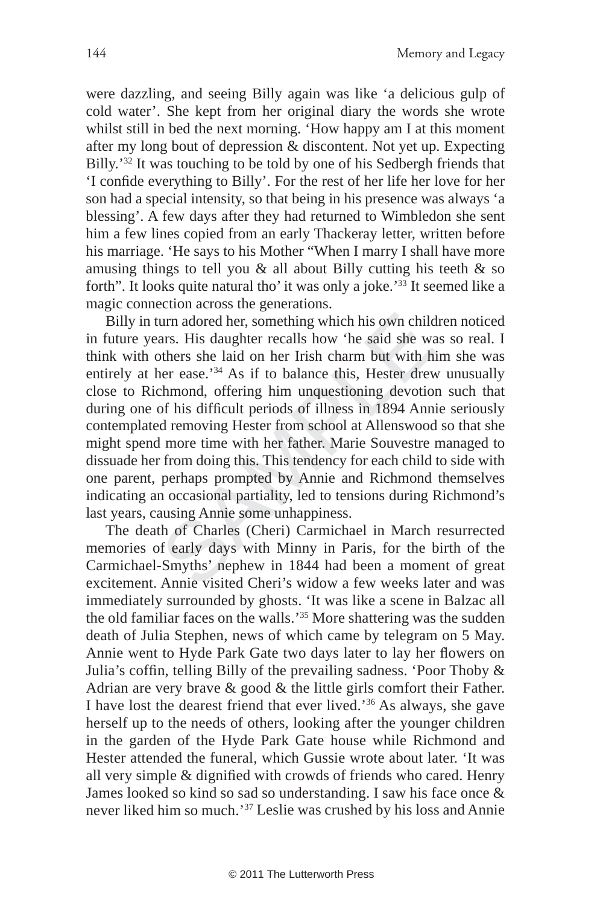were dazzling, and seeing Billy again was like 'a delicious gulp of cold water'. She kept from her original diary the words she wrote whilst still in bed the next morning. 'How happy am I at this moment after my long bout of depression & discontent. Not yet up. Expecting Billy.'[32] It was touching to be told by one of his Sedbergh friends that 'I confide everything to Billy'. For the rest of her life her love for her son had a special intensity, so that being in his presence was always 'a blessing'. A few days after they had returned to Wimbledon she sent him a few lines copied from an early Thackeray letter, written before his marriage. 'He says to his Mother "When I marry I shall have more amusing things to tell you & all about Billy cutting his teeth & so forth". It looks quite natural tho' it was only a joke.'[33] It seemed like a magic connection across the generations.

Billy in turn adored her, something which his own children noticed in future years. His daughter recalls how 'he said she was so real. I think with others she laid on her Irish charm but with him she was entirely at her ease.'[34] As if to balance this, Hester drew unusually close to Richmond, offering him unquestioning devotion such that during one of his difficult periods of illness in 1894 Annie seriously contemplated removing Hester from school at Allenswood so that she might spend more time with her father. Marie Souvestre managed to dissuade her from doing this. This tendency for each child to side with one parent, perhaps prompted by Annie and Richmond themselves indicating an occasional partiality, led to tensions during Richmond's last years, causing Annie some unhappiness.

The death of Charles (Cheri) Carmichael in March resurrected memories of early days with Minny in Paris, for the birth of the Carmichael-Smyths' nephew in 1844 had been a moment of great excitement. Annie visited Cheri's widow a few weeks later and was immediately surrounded by ghosts. 'It was like a scene in Balzac all the old familiar faces on the walls.'[35] More shattering was the sudden death of Julia Stephen, news of which came by telegram on 5 May. Annie went to Hyde Park Gate two days later to lay her flowers on Julia's coffin, telling Billy of the prevailing sadness. 'Poor Thoby & Adrian are very brave & good & the little girls comfort their Father. I have lost the dearest friend that ever lived.'[36] As always, she gave herself up to the needs of others, looking after the younger children in the garden of the Hyde Park Gate house while Richmond and Hester attended the funeral, which Gussie wrote about later. 'It was all very simple & dignified with crowds of friends who cared. Henry James looked so kind so sad so understanding. I saw his face once & never liked him so much.'[37] Leslie was crushed by his loss and Annie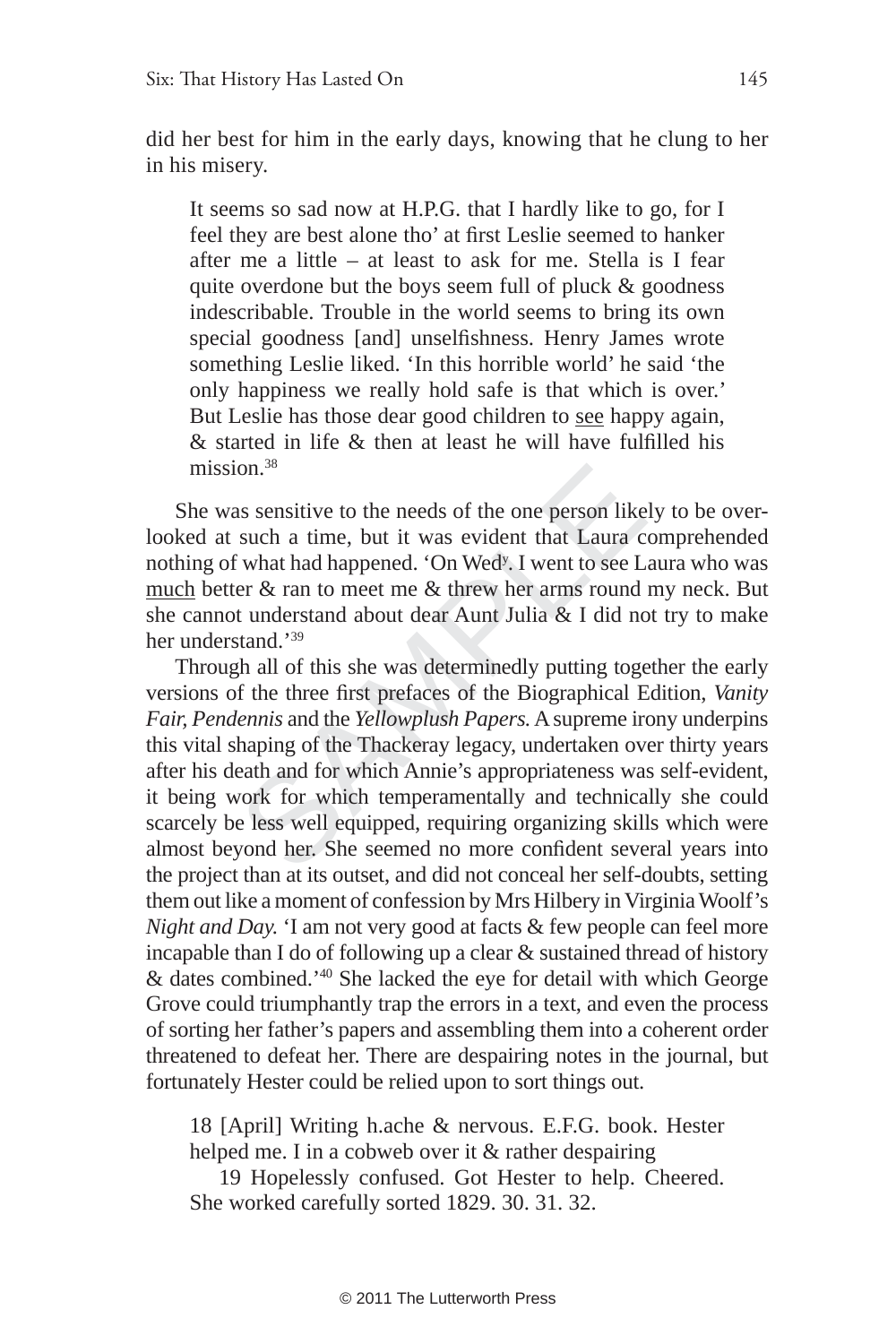did her best for him in the early days, knowing that he clung to her in his misery.

> It seems so sad now at H.P.G. that I hardly like to go, for I feel they are best alone tho' at first Leslie seemed to hanker after me a little – at least to ask for me. Stella is I fear quite overdone but the boys seem full of pluck & goodness indescribable. Trouble in the world seems to bring its own special goodness [and] unselfishness. Henry James wrote something Leslie liked. 'In this horrible world' he said 'the only happiness we really hold safe is that which is over.' But Leslie has those dear good children to see happy again, & started in life & then at least he will have fulfilled his mission.[38]

She was sensitive to the needs of the one person likely to be overlooked at such a time, but it was evident that Laura comprehended nothing of what had happened. 'On Wed[y]. I went to see Laura who was much better & ran to meet me & threw her arms round my neck. But she cannot understand about dear Aunt Julia & I did not try to make her understand.'[39]

Through all of this she was determinedly putting together the early versions of the three first prefaces of the Biographical Edition, *Vanity Fair, Pendennis* and the *Yellowplush Papers*. A supreme irony underpins this vital shaping of the Thackeray legacy, undertaken over thirty years after his death and for which Annie's appropriateness was self-evident, it being work for which temperamentally and technically she could scarcely be less well equipped, requiring organizing skills which were almost beyond her. She seemed no more confident several years into the project than at its outset, and did not conceal her self-doubts, setting them out like a moment of confession by Mrs Hilbery in Virginia Woolf's *Night and Day*. 'I am not very good at facts & few people can feel more incapable than I do of following up a clear & sustained thread of history & dates combined.'[40] She lacked the eye for detail with which George Grove could triumphantly trap the errors in a text, and even the process of sorting her father's papers and assembling them into a coherent order threatened to defeat her. There are despairing notes in the journal, but fortunately Hester could be relied upon to sort things out.

> 18 [April] Writing h.ache & nervous. E.F.G. book. Hester helped me. I in a cobweb over it & rather despairing
>
> 19 Hopelessly confused. Got Hester to help. Cheered. She worked carefully sorted 1829. 30. 31. 32.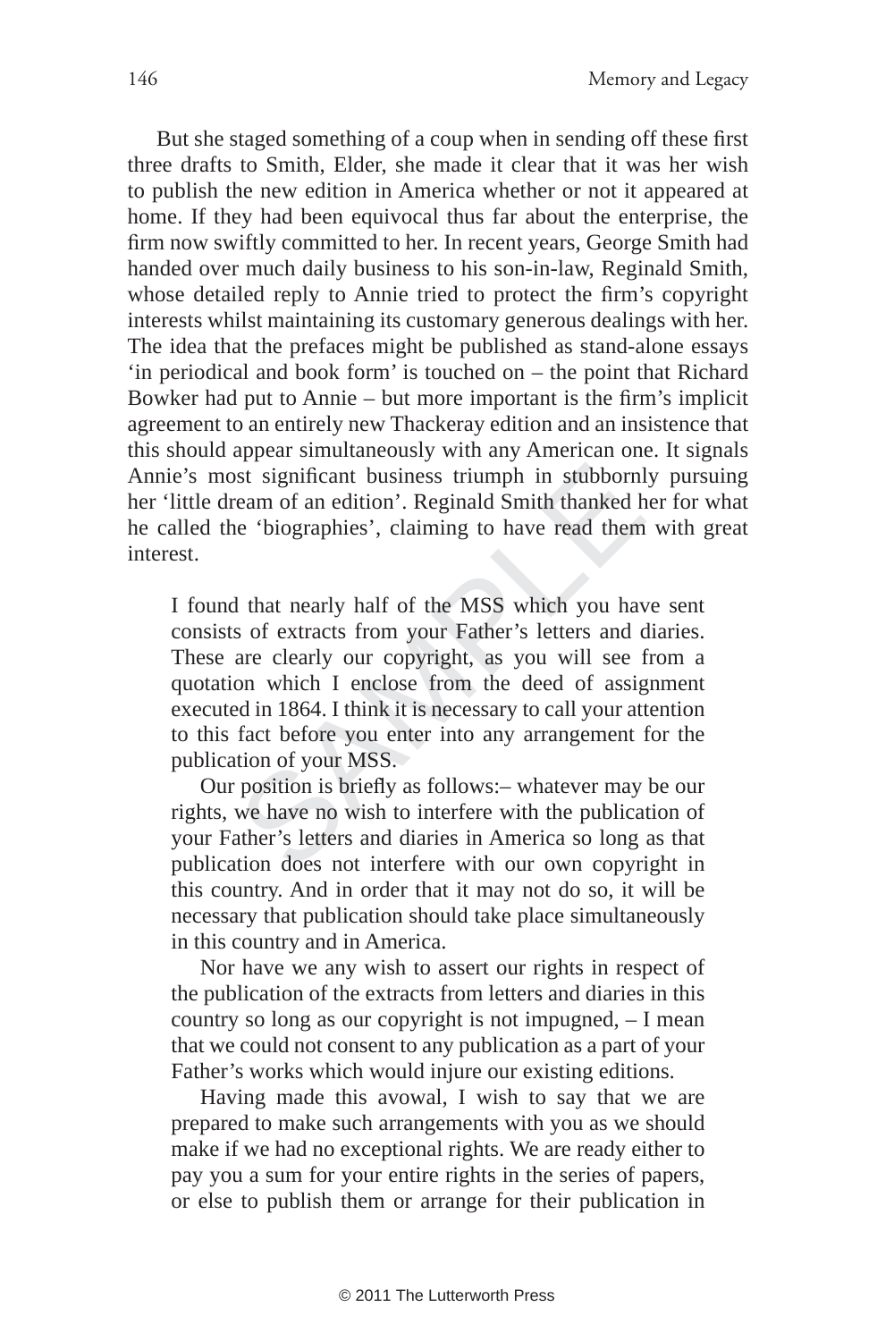But she staged something of a coup when in sending off these first three drafts to Smith, Elder, she made it clear that it was her wish to publish the new edition in America whether or not it appeared at home. If they had been equivocal thus far about the enterprise, the firm now swiftly committed to her. In recent years, George Smith had handed over much daily business to his son-in-law, Reginald Smith, whose detailed reply to Annie tried to protect the firm's copyright interests whilst maintaining its customary generous dealings with her. The idea that the prefaces might be published as stand-alone essays 'in periodical and book form' is touched on – the point that Richard Bowker had put to Annie – but more important is the firm's implicit agreement to an entirely new Thackeray edition and an insistence that this should appear simultaneously with any American one. It signals Annie's most significant business triumph in stubbornly pursuing her 'little dream of an edition'. Reginald Smith thanked her for what he called the 'biographies', claiming to have read them with great interest.

> I found that nearly half of the MSS which you have sent consists of extracts from your Father's letters and diaries. These are clearly our copyright, as you will see from a quotation which I enclose from the deed of assignment executed in 1864. I think it is necessary to call your attention to this fact before you enter into any arrangement for the publication of your MSS.
>
> Our position is briefly as follows:– whatever may be our rights, we have no wish to interfere with the publication of your Father's letters and diaries in America so long as that publication does not interfere with our own copyright in this country. And in order that it may not do so, it will be necessary that publication should take place simultaneously in this country and in America.
>
> Nor have we any wish to assert our rights in respect of the publication of the extracts from letters and diaries in this country so long as our copyright is not impugned, – I mean that we could not consent to any publication as a part of your Father's works which would injure our existing editions.
>
> Having made this avowal, I wish to say that we are prepared to make such arrangements with you as we should make if we had no exceptional rights. We are ready either to pay you a sum for your entire rights in the series of papers, or else to publish them or arrange for their publication in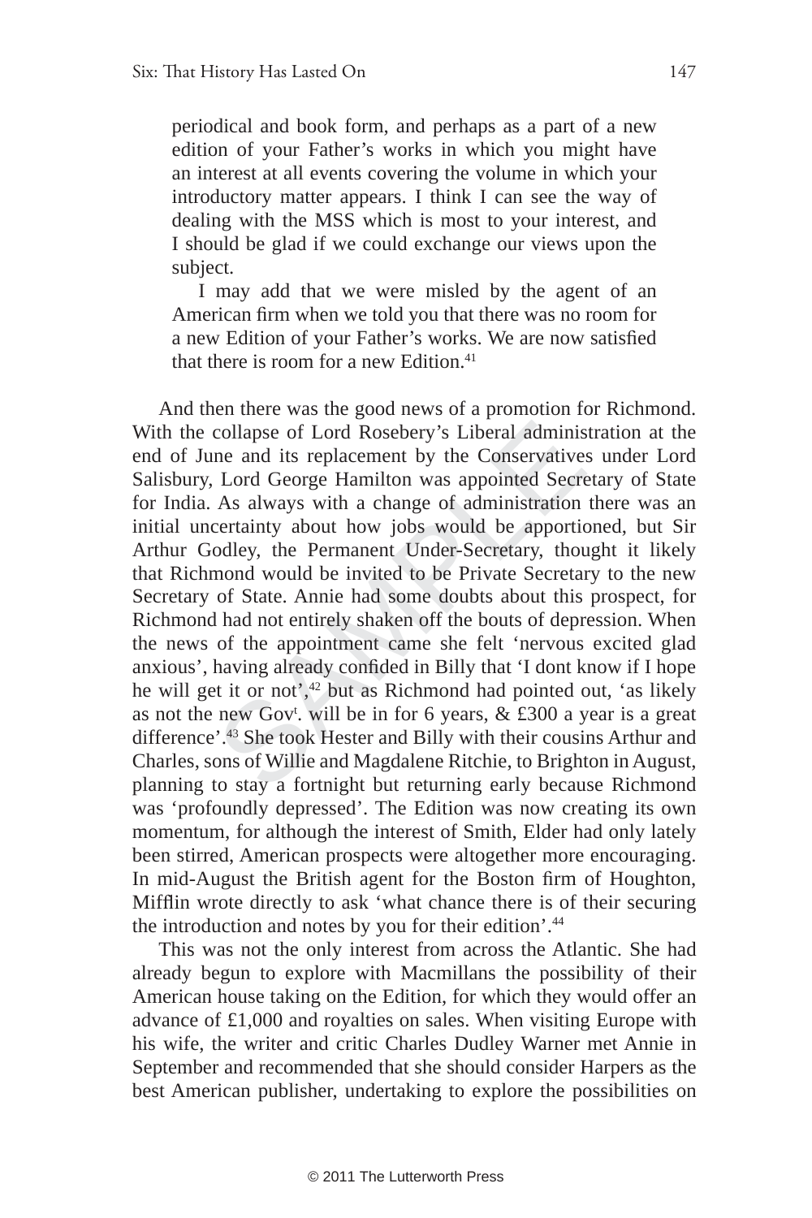periodical and book form, and perhaps as a part of a new edition of your Father's works in which you might have an interest at all events covering the volume in which your introductory matter appears. I think I can see the way of dealing with the MSS which is most to your interest, and I should be glad if we could exchange our views upon the subject.

I may add that we were misled by the agent of an American firm when we told you that there was no room for a new Edition of your Father's works. We are now satisfied that there is room for a new Edition.[41]

And then there was the good news of a promotion for Richmond. With the collapse of Lord Rosebery's Liberal administration at the end of June and its replacement by the Conservatives under Lord Salisbury, Lord George Hamilton was appointed Secretary of State for India. As always with a change of administration there was an initial uncertainty about how jobs would be apportioned, but Sir Arthur Godley, the Permanent Under-Secretary, thought it likely that Richmond would be invited to be Private Secretary to the new Secretary of State. Annie had some doubts about this prospect, for Richmond had not entirely shaken off the bouts of depression. When the news of the appointment came she felt 'nervous excited glad anxious', having already confided in Billy that 'I dont know if I hope he will get it or not',[42] but as Richmond had pointed out, 'as likely as not the new Gov[t]. will be in for 6 years, & £300 a year is a great difference'.[43] She took Hester and Billy with their cousins Arthur and Charles, sons of Willie and Magdalene Ritchie, to Brighton in August, planning to stay a fortnight but returning early because Richmond was 'profoundly depressed'. The Edition was now creating its own momentum, for although the interest of Smith, Elder had only lately been stirred, American prospects were altogether more encouraging. In mid-August the British agent for the Boston firm of Houghton, Mifflin wrote directly to ask 'what chance there is of their securing the introduction and notes by you for their edition'.[44]

This was not the only interest from across the Atlantic. She had already begun to explore with Macmillans the possibility of their American house taking on the Edition, for which they would offer an advance of £1,000 and royalties on sales. When visiting Europe with his wife, the writer and critic Charles Dudley Warner met Annie in September and recommended that she should consider Harpers as the best American publisher, undertaking to explore the possibilities on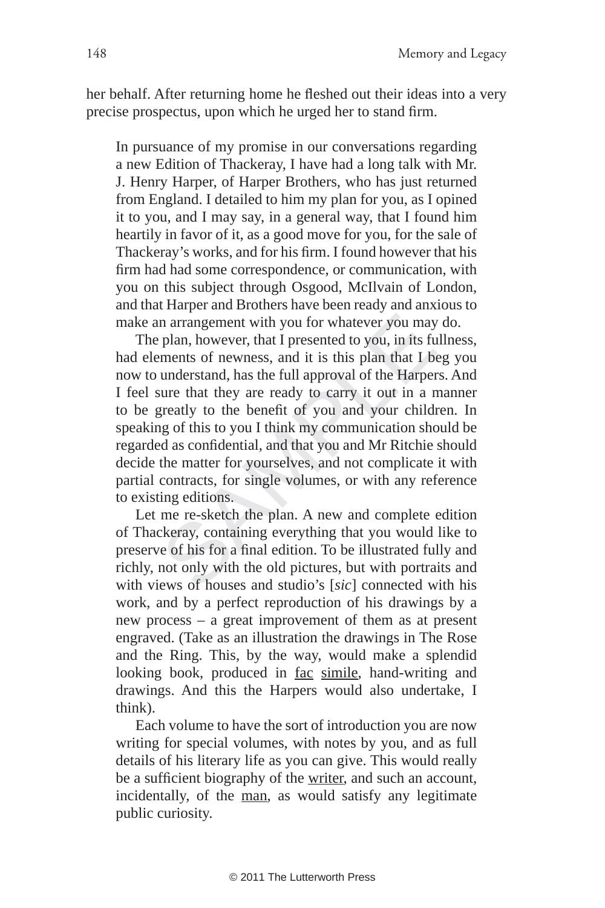her behalf. After returning home he fleshed out their ideas into a very precise prospectus, upon which he urged her to stand firm.

> In pursuance of my promise in our conversations regarding a new Edition of Thackeray, I have had a long talk with Mr. J. Henry Harper, of Harper Brothers, who has just returned from England. I detailed to him my plan for you, as I opined it to you, and I may say, in a general way, that I found him heartily in favor of it, as a good move for you, for the sale of Thackeray's works, and for his firm. I found however that his firm had had some correspondence, or communication, with you on this subject through Osgood, McIlvain of London, and that Harper and Brothers have been ready and anxious to make an arrangement with you for whatever you may do.
>
> The plan, however, that I presented to you, in its fullness, had elements of newness, and it is this plan that I beg you now to understand, has the full approval of the Harpers. And I feel sure that they are ready to carry it out in a manner to be greatly to the benefit of you and your children. In speaking of this to you I think my communication should be regarded as confidential, and that you and Mr Ritchie should decide the matter for yourselves, and not complicate it with partial contracts, for single volumes, or with any reference to existing editions.
>
> Let me re-sketch the plan. A new and complete edition of Thackeray, containing everything that you would like to preserve of his for a final edition. To be illustrated fully and richly, not only with the old pictures, but with portraits and with views of houses and studio's [*sic*] connected with his work, and by a perfect reproduction of his drawings by a new process – a great improvement of them as at present engraved. (Take as an illustration the drawings in The Rose and the Ring. This, by the way, would make a splendid looking book, produced in <u>fac</u> <u>simile</u>, hand-writing and drawings. And this the Harpers would also undertake, I think).
>
> Each volume to have the sort of introduction you are now writing for special volumes, with notes by you, and as full details of his literary life as you can give. This would really be a sufficient biography of the <u>writer</u>, and such an account, incidentally, of the <u>man</u>, as would satisfy any legitimate public curiosity.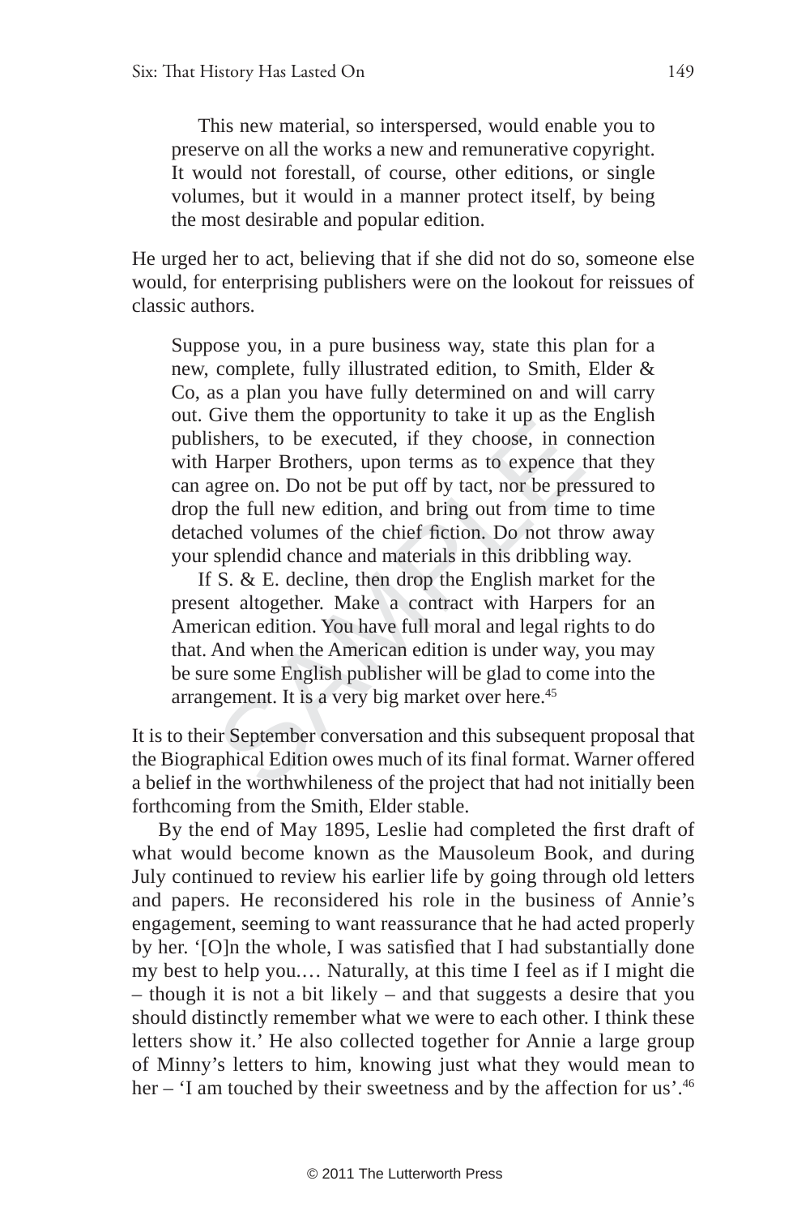This new material, so interspersed, would enable you to preserve on all the works a new and remunerative copyright. It would not forestall, of course, other editions, or single volumes, but it would in a manner protect itself, by being the most desirable and popular edition.

He urged her to act, believing that if she did not do so, someone else would, for enterprising publishers were on the lookout for reissues of classic authors.

> Suppose you, in a pure business way, state this plan for a new, complete, fully illustrated edition, to Smith, Elder & Co, as a plan you have fully determined on and will carry out. Give them the opportunity to take it up as the English publishers, to be executed, if they choose, in connection with Harper Brothers, upon terms as to expence that they can agree on. Do not be put off by tact, nor be pressured to drop the full new edition, and bring out from time to time detached volumes of the chief fiction. Do not throw away your splendid chance and materials in this dribbling way.
>
> If S. & E. decline, then drop the English market for the present altogether. Make a contract with Harpers for an American edition. You have full moral and legal rights to do that. And when the American edition is under way, you may be sure some English publisher will be glad to come into the arrangement. It is a very big market over here.[45]

It is to their September conversation and this subsequent proposal that the Biographical Edition owes much of its final format. Warner offered a belief in the worthwhileness of the project that had not initially been forthcoming from the Smith, Elder stable.

By the end of May 1895, Leslie had completed the first draft of what would become known as the Mausoleum Book, and during July continued to review his earlier life by going through old letters and papers. He reconsidered his role in the business of Annie's engagement, seeming to want reassurance that he had acted properly by her. '[O]n the whole, I was satisfied that I had substantially done my best to help you.… Naturally, at this time I feel as if I might die – though it is not a bit likely – and that suggests a desire that you should distinctly remember what we were to each other. I think these letters show it.' He also collected together for Annie a large group of Minny's letters to him, knowing just what they would mean to her – 'I am touched by their sweetness and by the affection for us'.[46]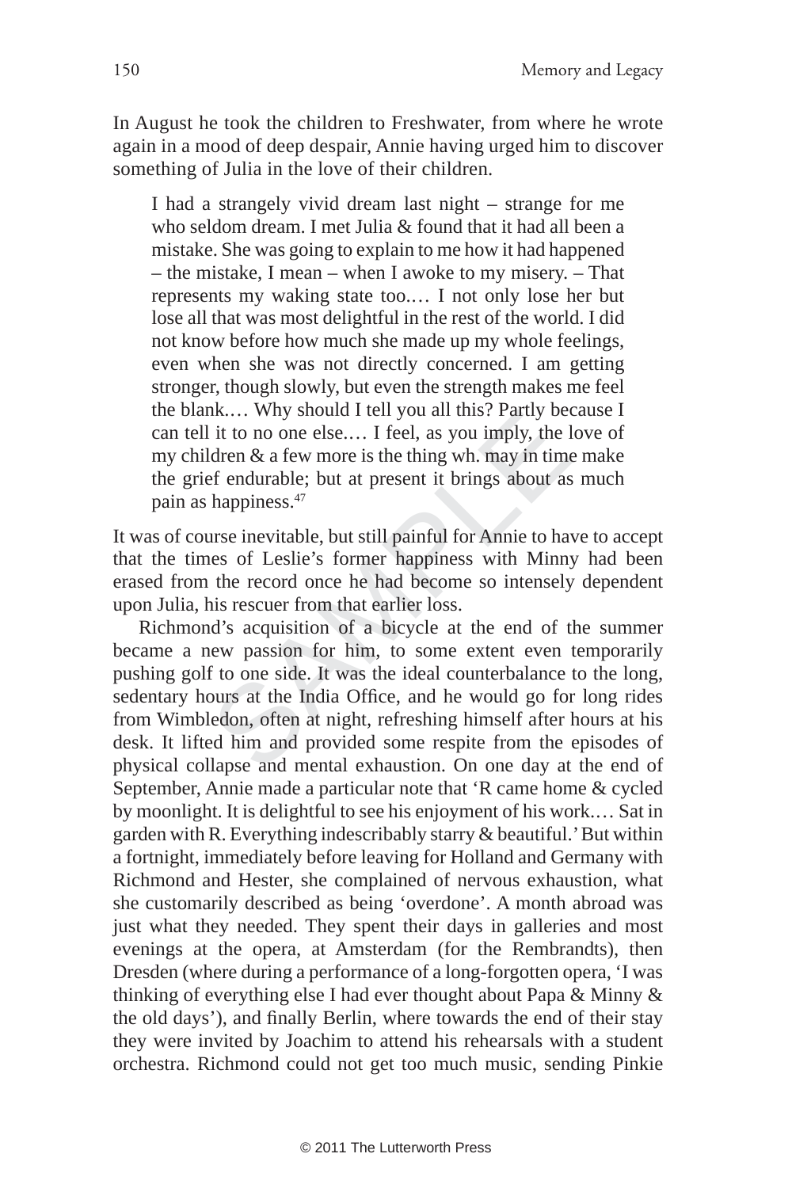In August he took the children to Freshwater, from where he wrote again in a mood of deep despair, Annie having urged him to discover something of Julia in the love of their children.

> I had a strangely vivid dream last night – strange for me who seldom dream. I met Julia & found that it had all been a mistake. She was going to explain to me how it had happened – the mistake, I mean – when I awoke to my misery. – That represents my waking state too.… I not only lose her but lose all that was most delightful in the rest of the world. I did not know before how much she made up my whole feelings, even when she was not directly concerned. I am getting stronger, though slowly, but even the strength makes me feel the blank.… Why should I tell you all this? Partly because I can tell it to no one else.… I feel, as you imply, the love of my children & a few more is the thing wh. may in time make the grief endurable; but at present it brings about as much pain as happiness.[47]

It was of course inevitable, but still painful for Annie to have to accept that the times of Leslie's former happiness with Minny had been erased from the record once he had become so intensely dependent upon Julia, his rescuer from that earlier loss.

Richmond's acquisition of a bicycle at the end of the summer became a new passion for him, to some extent even temporarily pushing golf to one side. It was the ideal counterbalance to the long, sedentary hours at the India Office, and he would go for long rides from Wimbledon, often at night, refreshing himself after hours at his desk. It lifted him and provided some respite from the episodes of physical collapse and mental exhaustion. On one day at the end of September, Annie made a particular note that 'R came home & cycled by moonlight. It is delightful to see his enjoyment of his work.… Sat in garden with R. Everything indescribably starry & beautiful.' But within a fortnight, immediately before leaving for Holland and Germany with Richmond and Hester, she complained of nervous exhaustion, what she customarily described as being 'overdone'. A month abroad was just what they needed. They spent their days in galleries and most evenings at the opera, at Amsterdam (for the Rembrandts), then Dresden (where during a performance of a long-forgotten opera, 'I was thinking of everything else I had ever thought about Papa & Minny & the old days'), and finally Berlin, where towards the end of their stay they were invited by Joachim to attend his rehearsals with a student orchestra. Richmond could not get too much music, sending Pinkie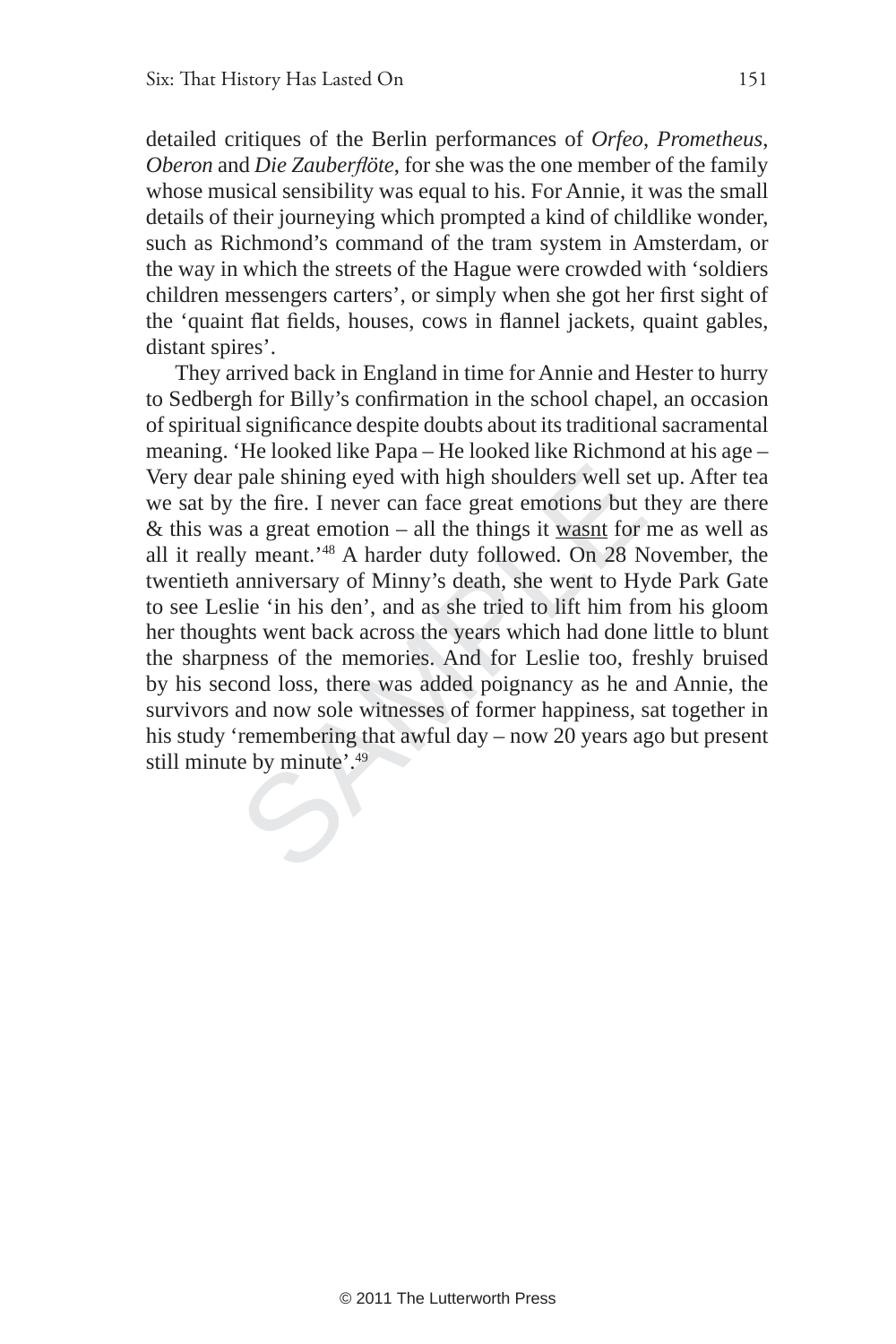detailed critiques of the Berlin performances of *Orfeo*, *Prometheus*, *Oberon* and *Die Zauberflöte*, for she was the one member of the family whose musical sensibility was equal to his. For Annie, it was the small details of their journeying which prompted a kind of childlike wonder, such as Richmond's command of the tram system in Amsterdam, or the way in which the streets of the Hague were crowded with 'soldiers children messengers carters', or simply when she got her first sight of the 'quaint flat fields, houses, cows in flannel jackets, quaint gables, distant spires'.

They arrived back in England in time for Annie and Hester to hurry to Sedbergh for Billy's confirmation in the school chapel, an occasion of spiritual significance despite doubts about its traditional sacramental meaning. 'He looked like Papa – He looked like Richmond at his age – Very dear pale shining eyed with high shoulders well set up. After tea we sat by the fire. I never can face great emotions but they are there & this was a great emotion – all the things it wasnt for me as well as all it really meant.'[48] A harder duty followed. On 28 November, the twentieth anniversary of Minny's death, she went to Hyde Park Gate to see Leslie 'in his den', and as she tried to lift him from his gloom her thoughts went back across the years which had done little to blunt the sharpness of the memories. And for Leslie too, freshly bruised by his second loss, there was added poignancy as he and Annie, the survivors and now sole witnesses of former happiness, sat together in his study 'remembering that awful day – now 20 years ago but present still minute by minute'.[49]